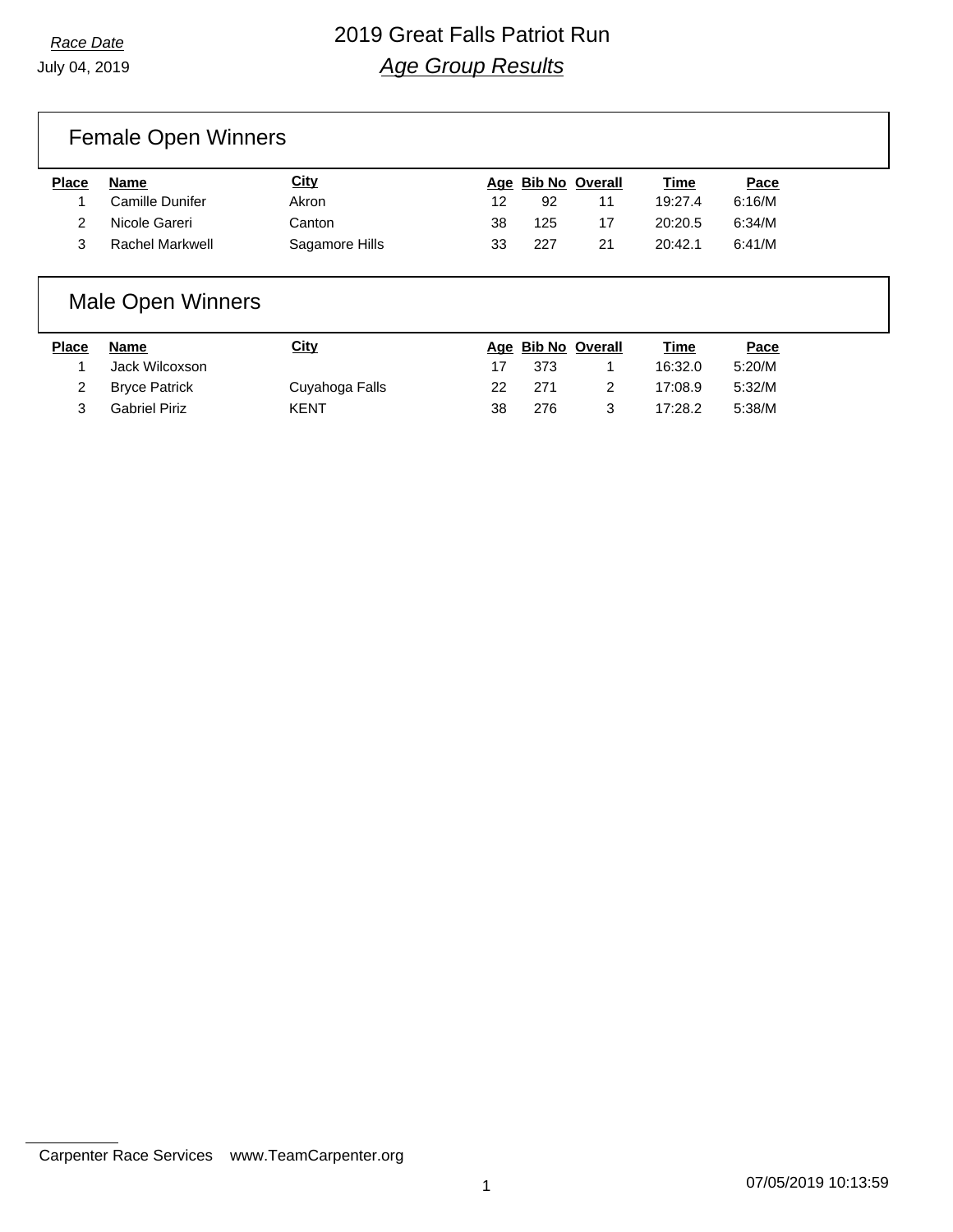*Race Date*

July 04, 2019

# 2019 Great Falls Patriot Run

## *Age Group Results*

### Female Open Winners

| Place | Name | City | Age | Bib No | Overall | Time | Pace |
|---|---|---|---|---|---|---|---|
| 1 | Camille Dunifer | Akron | 12 | 92 | 11 | 19:27.4 | 6:16/M |
| 2 | Nicole Gareri | Canton | 38 | 125 | 17 | 20:20.5 | 6:34/M |
| 3 | Rachel Markwell | Sagamore Hills | 33 | 227 | 21 | 20:42.1 | 6:41/M |

### Male Open Winners

| Place | Name | City | Age | Bib No | Overall | Time | Pace |
|---|---|---|---|---|---|---|---|
| 1 | Jack Wilcoxson | | 17 | 373 | 1 | 16:32.0 | 5:20/M |
| 2 | Bryce Patrick | Cuyahoga Falls | 22 | 271 | 2 | 17:08.9 | 5:32/M |
| 3 | Gabriel Piriz | KENT | 38 | 276 | 3 | 17:28.2 | 5:38/M |

Carpenter Race Services www.TeamCarpenter.org

07/05/2019 10:13:59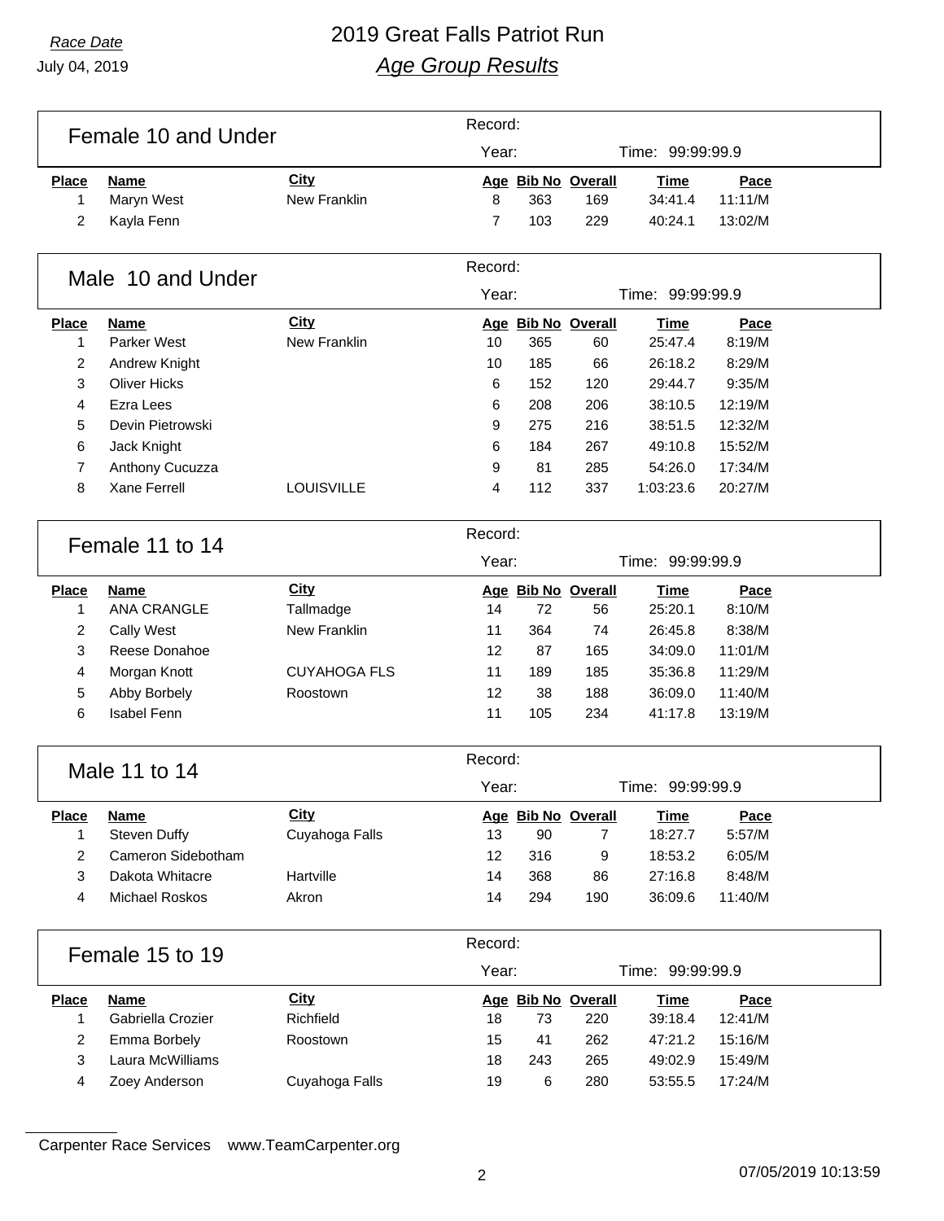*Race Date*

July 04, 2019

# 2019 Great Falls Patriot Run

## *Age Group Results*

### Female 10 and Under

Record:

Year: Time: 99:99:99.9

| Place | Name | City | Age | Bib No | Overall | Time | Pace |
|---|---|---|---|---|---|---|---|
| 1 | Maryn West | New Franklin | 8 | 363 | 169 | 34:41.4 | 11:11/M |
| 2 | Kayla Fenn | | 7 | 103 | 229 | 40:24.1 | 13:02/M |

### Male 10 and Under

Record:

Year: Time: 99:99:99.9

| Place | Name | City | Age | Bib No | Overall | Time | Pace |
|---|---|---|---|---|---|---|---|
| 1 | Parker West | New Franklin | 10 | 365 | 60 | 25:47.4 | 8:19/M |
| 2 | Andrew Knight | | 10 | 185 | 66 | 26:18.2 | 8:29/M |
| 3 | Oliver Hicks | | 6 | 152 | 120 | 29:44.7 | 9:35/M |
| 4 | Ezra Lees | | 6 | 208 | 206 | 38:10.5 | 12:19/M |
| 5 | Devin Pietrowski | | 9 | 275 | 216 | 38:51.5 | 12:32/M |
| 6 | Jack Knight | | 6 | 184 | 267 | 49:10.8 | 15:52/M |
| 7 | Anthony Cucuzza | | 9 | 81 | 285 | 54:26.0 | 17:34/M |
| 8 | Xane Ferrell | LOUISVILLE | 4 | 112 | 337 | 1:03:23.6 | 20:27/M |

### Female 11 to 14

Record:

Year: Time: 99:99:99.9

| Place | Name | City | Age | Bib No | Overall | Time | Pace |
|---|---|---|---|---|---|---|---|
| 1 | ANA CRANGLE | Tallmadge | 14 | 72 | 56 | 25:20.1 | 8:10/M |
| 2 | Cally West | New Franklin | 11 | 364 | 74 | 26:45.8 | 8:38/M |
| 3 | Reese Donahoe | | 12 | 87 | 165 | 34:09.0 | 11:01/M |
| 4 | Morgan Knott | CUYAHOGA FLS | 11 | 189 | 185 | 35:36.8 | 11:29/M |
| 5 | Abby Borbely | Roostown | 12 | 38 | 188 | 36:09.0 | 11:40/M |
| 6 | Isabel Fenn | | 11 | 105 | 234 | 41:17.8 | 13:19/M |

### Male 11 to 14

Record:

Year: Time: 99:99:99.9

| Place | Name | City | Age | Bib No | Overall | Time | Pace |
|---|---|---|---|---|---|---|---|
| 1 | Steven Duffy | Cuyahoga Falls | 13 | 90 | 7 | 18:27.7 | 5:57/M |
| 2 | Cameron Sidebotham | | 12 | 316 | 9 | 18:53.2 | 6:05/M |
| 3 | Dakota Whitacre | Hartville | 14 | 368 | 86 | 27:16.8 | 8:48/M |
| 4 | Michael Roskos | Akron | 14 | 294 | 190 | 36:09.6 | 11:40/M |

### Female 15 to 19

Record:

Year: Time: 99:99:99.9

| Place | Name | City | Age | Bib No | Overall | Time | Pace |
|---|---|---|---|---|---|---|---|
| 1 | Gabriella Crozier | Richfield | 18 | 73 | 220 | 39:18.4 | 12:41/M |
| 2 | Emma Borbely | Roostown | 15 | 41 | 262 | 47:21.2 | 15:16/M |
| 3 | Laura McWilliams | | 18 | 243 | 265 | 49:02.9 | 15:49/M |
| 4 | Zoey Anderson | Cuyahoga Falls | 19 | 6 | 280 | 53:55.5 | 17:24/M |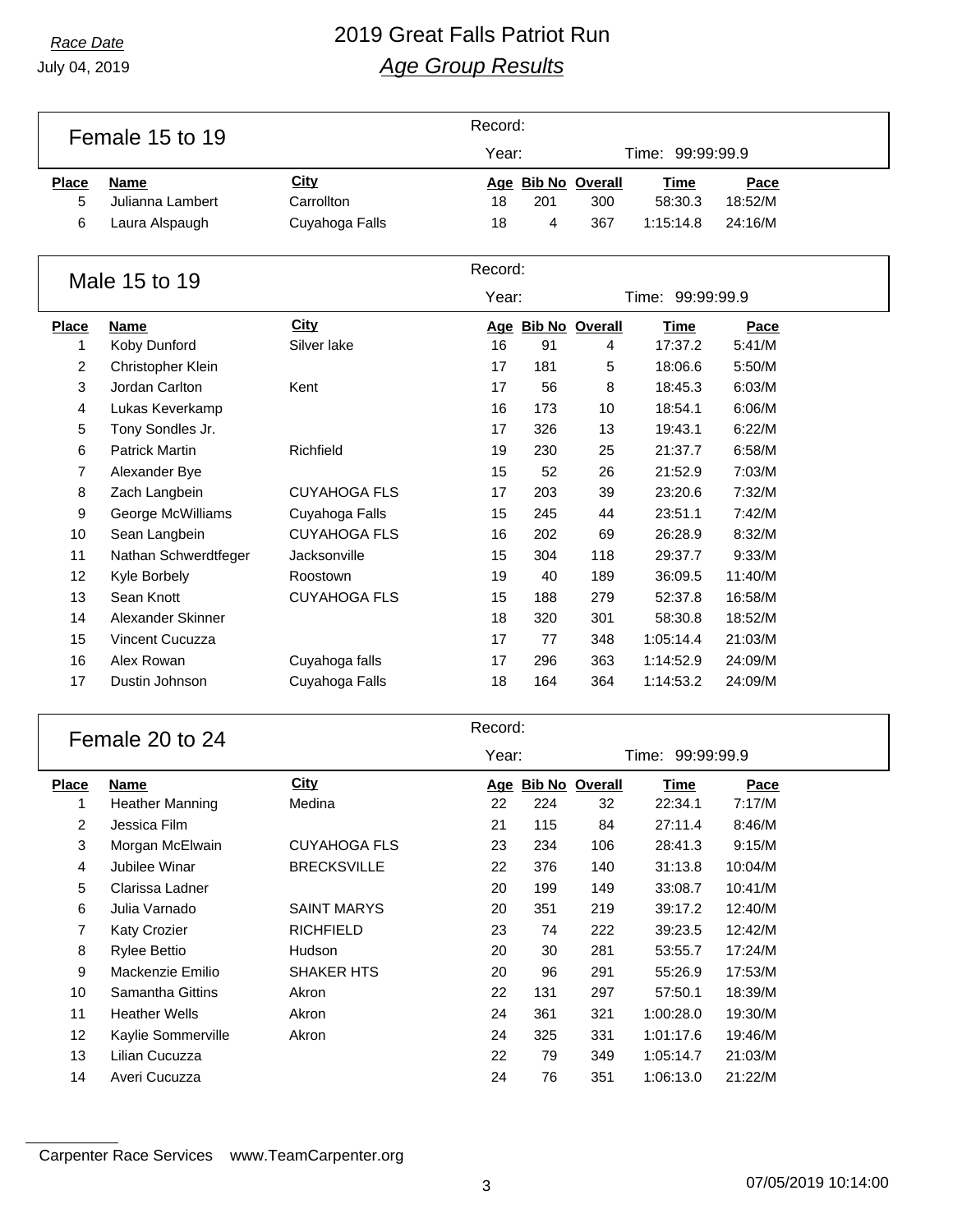# 2019 Great Falls Patriot Run

## *Age Group Results*

*Race Date*
July 04, 2019

### Female 15 to 19

Record:
Year: Time: 99:99:99.9

| Place | Name | City | Age | Bib No | Overall | Time | Pace |
|---|---|---|---|---|---|---|---|
| 5 | Julianna Lambert | Carrollton | 18 | 201 | 300 | 58:30.3 | 18:52/M |
| 6 | Laura Alspaugh | Cuyahoga Falls | 18 | 4 | 367 | 1:15:14.8 | 24:16/M |

### Male 15 to 19

Record:
Year: Time: 99:99:99.9

| Place | Name | City | Age | Bib No | Overall | Time | Pace |
|---|---|---|---|---|---|---|---|
| 1 | Koby Dunford | Silver lake | 16 | 91 | 4 | 17:37.2 | 5:41/M |
| 2 | Christopher Klein | | 17 | 181 | 5 | 18:06.6 | 5:50/M |
| 3 | Jordan Carlton | Kent | 17 | 56 | 8 | 18:45.3 | 6:03/M |
| 4 | Lukas Keverkamp | | 16 | 173 | 10 | 18:54.1 | 6:06/M |
| 5 | Tony Sondles Jr. | | 17 | 326 | 13 | 19:43.1 | 6:22/M |
| 6 | Patrick Martin | Richfield | 19 | 230 | 25 | 21:37.7 | 6:58/M |
| 7 | Alexander Bye | | 15 | 52 | 26 | 21:52.9 | 7:03/M |
| 8 | Zach Langbein | CUYAHOGA FLS | 17 | 203 | 39 | 23:20.6 | 7:32/M |
| 9 | George McWilliams | Cuyahoga Falls | 15 | 245 | 44 | 23:51.1 | 7:42/M |
| 10 | Sean Langbein | CUYAHOGA FLS | 16 | 202 | 69 | 26:28.9 | 8:32/M |
| 11 | Nathan Schwerdtfeger | Jacksonville | 15 | 304 | 118 | 29:37.7 | 9:33/M |
| 12 | Kyle Borbely | Roostown | 19 | 40 | 189 | 36:09.5 | 11:40/M |
| 13 | Sean Knott | CUYAHOGA FLS | 15 | 188 | 279 | 52:37.8 | 16:58/M |
| 14 | Alexander Skinner | | 18 | 320 | 301 | 58:30.8 | 18:52/M |
| 15 | Vincent Cucuzza | | 17 | 77 | 348 | 1:05:14.4 | 21:03/M |
| 16 | Alex Rowan | Cuyahoga falls | 17 | 296 | 363 | 1:14:52.9 | 24:09/M |
| 17 | Dustin Johnson | Cuyahoga Falls | 18 | 164 | 364 | 1:14:53.2 | 24:09/M |

### Female 20 to 24

Record:
Year: Time: 99:99:99.9

| Place | Name | City | Age | Bib No | Overall | Time | Pace |
|---|---|---|---|---|---|---|---|
| 1 | Heather Manning | Medina | 22 | 224 | 32 | 22:34.1 | 7:17/M |
| 2 | Jessica Film | | 21 | 115 | 84 | 27:11.4 | 8:46/M |
| 3 | Morgan McElwain | CUYAHOGA FLS | 23 | 234 | 106 | 28:41.3 | 9:15/M |
| 4 | Jubilee Winar | BRECKSVILLE | 22 | 376 | 140 | 31:13.8 | 10:04/M |
| 5 | Clarissa Ladner | | 20 | 199 | 149 | 33:08.7 | 10:41/M |
| 6 | Julia Varnado | SAINT MARYS | 20 | 351 | 219 | 39:17.2 | 12:40/M |
| 7 | Katy Crozier | RICHFIELD | 23 | 74 | 222 | 39:23.5 | 12:42/M |
| 8 | Rylee Bettio | Hudson | 20 | 30 | 281 | 53:55.7 | 17:24/M |
| 9 | Mackenzie Emilio | SHAKER HTS | 20 | 96 | 291 | 55:26.9 | 17:53/M |
| 10 | Samantha Gittins | Akron | 22 | 131 | 297 | 57:50.1 | 18:39/M |
| 11 | Heather Wells | Akron | 24 | 361 | 321 | 1:00:28.0 | 19:30/M |
| 12 | Kaylie Sommerville | Akron | 24 | 325 | 331 | 1:01:17.6 | 19:46/M |
| 13 | Lilian Cucuzza | | 22 | 79 | 349 | 1:05:14.7 | 21:03/M |
| 14 | Averi Cucuzza | | 24 | 76 | 351 | 1:06:13.0 | 21:22/M |

Carpenter Race Services www.TeamCarpenter.org

07/05/2019 10:14:00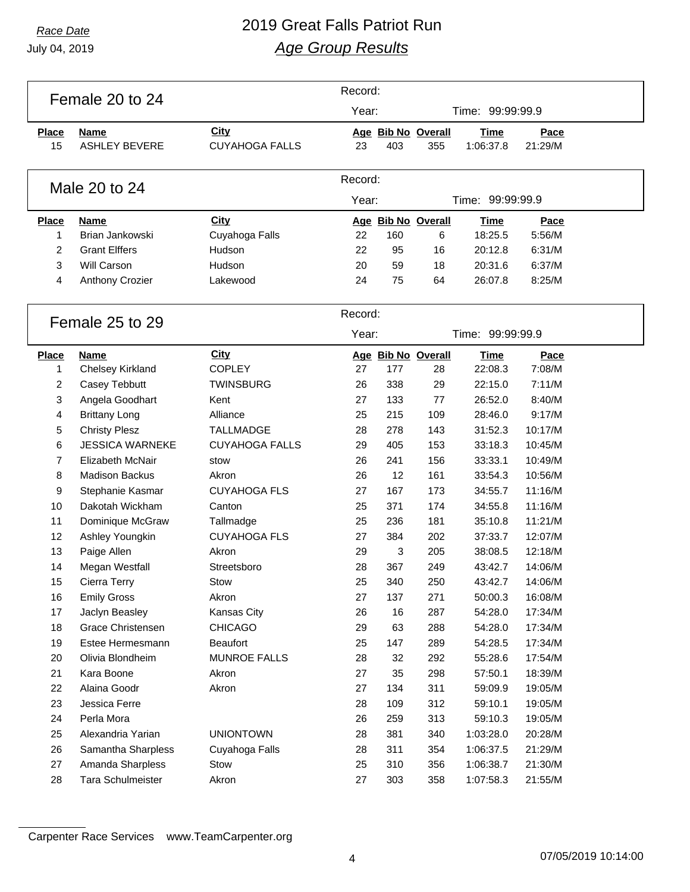# 2019 Great Falls Patriot Run

## *Age Group Results*

*Race Date*
July 04, 2019

## Female 20 to 24

Record:
Year: Time: 99:99:99.9

| Place | Name | City | Age | Bib No | Overall | Time | Pace |
|---|---|---|---|---|---|---|---|
| 15 | ASHLEY BEVERE | CUYAHOGA FALLS | 23 | 403 | 355 | 1:06:37.8 | 21:29/M |

## Male 20 to 24

Record:
Year: Time: 99:99:99.9

| Place | Name | City | Age | Bib No | Overall | Time | Pace |
|---|---|---|---|---|---|---|---|
| 1 | Brian Jankowski | Cuyahoga Falls | 22 | 160 | 6 | 18:25.5 | 5:56/M |
| 2 | Grant Elffers | Hudson | 22 | 95 | 16 | 20:12.8 | 6:31/M |
| 3 | Will Carson | Hudson | 20 | 59 | 18 | 20:31.6 | 6:37/M |
| 4 | Anthony Crozier | Lakewood | 24 | 75 | 64 | 26:07.8 | 8:25/M |

## Female 25 to 29

Record:
Year: Time: 99:99:99.9

| Place | Name | City | Age | Bib No | Overall | Time | Pace |
|---|---|---|---|---|---|---|---|
| 1 | Chelsey Kirkland | COPLEY | 27 | 177 | 28 | 22:08.3 | 7:08/M |
| 2 | Casey Tebbutt | TWINSBURG | 26 | 338 | 29 | 22:15.0 | 7:11/M |
| 3 | Angela Goodhart | Kent | 27 | 133 | 77 | 26:52.0 | 8:40/M |
| 4 | Brittany Long | Alliance | 25 | 215 | 109 | 28:46.0 | 9:17/M |
| 5 | Christy Plesz | TALLMADGE | 28 | 278 | 143 | 31:52.3 | 10:17/M |
| 6 | JESSICA WARNEKE | CUYAHOGA FALLS | 29 | 405 | 153 | 33:18.3 | 10:45/M |
| 7 | Elizabeth McNair | stow | 26 | 241 | 156 | 33:33.1 | 10:49/M |
| 8 | Madison Backus | Akron | 26 | 12 | 161 | 33:54.3 | 10:56/M |
| 9 | Stephanie Kasmar | CUYAHOGA FLS | 27 | 167 | 173 | 34:55.7 | 11:16/M |
| 10 | Dakotah Wickham | Canton | 25 | 371 | 174 | 34:55.8 | 11:16/M |
| 11 | Dominique McGraw | Tallmadge | 25 | 236 | 181 | 35:10.8 | 11:21/M |
| 12 | Ashley Youngkin | CUYAHOGA FLS | 27 | 384 | 202 | 37:33.7 | 12:07/M |
| 13 | Paige Allen | Akron | 29 | 3 | 205 | 38:08.5 | 12:18/M |
| 14 | Megan Westfall | Streetsboro | 28 | 367 | 249 | 43:42.7 | 14:06/M |
| 15 | Cierra Terry | Stow | 25 | 340 | 250 | 43:42.7 | 14:06/M |
| 16 | Emily Gross | Akron | 27 | 137 | 271 | 50:00.3 | 16:08/M |
| 17 | Jaclyn Beasley | Kansas City | 26 | 16 | 287 | 54:28.0 | 17:34/M |
| 18 | Grace Christensen | CHICAGO | 29 | 63 | 288 | 54:28.0 | 17:34/M |
| 19 | Estee Hermesmann | Beaufort | 25 | 147 | 289 | 54:28.5 | 17:34/M |
| 20 | Olivia Blondheim | MUNROE FALLS | 28 | 32 | 292 | 55:28.6 | 17:54/M |
| 21 | Kara Boone | Akron | 27 | 35 | 298 | 57:50.1 | 18:39/M |
| 22 | Alaina Goodr | Akron | 27 | 134 | 311 | 59:09.9 | 19:05/M |
| 23 | Jessica Ferre | | 28 | 109 | 312 | 59:10.1 | 19:05/M |
| 24 | Perla Mora | | 26 | 259 | 313 | 59:10.3 | 19:05/M |
| 25 | Alexandria Yarian | UNIONTOWN | 28 | 381 | 340 | 1:03:28.0 | 20:28/M |
| 26 | Samantha Sharpless | Cuyahoga Falls | 28 | 311 | 354 | 1:06:37.5 | 21:29/M |
| 27 | Amanda Sharpless | Stow | 25 | 310 | 356 | 1:06:38.7 | 21:30/M |
| 28 | Tara Schulmeister | Akron | 27 | 303 | 358 | 1:07:58.3 | 21:55/M |

Carpenter Race Services www.TeamCarpenter.org

07/05/2019 10:14:00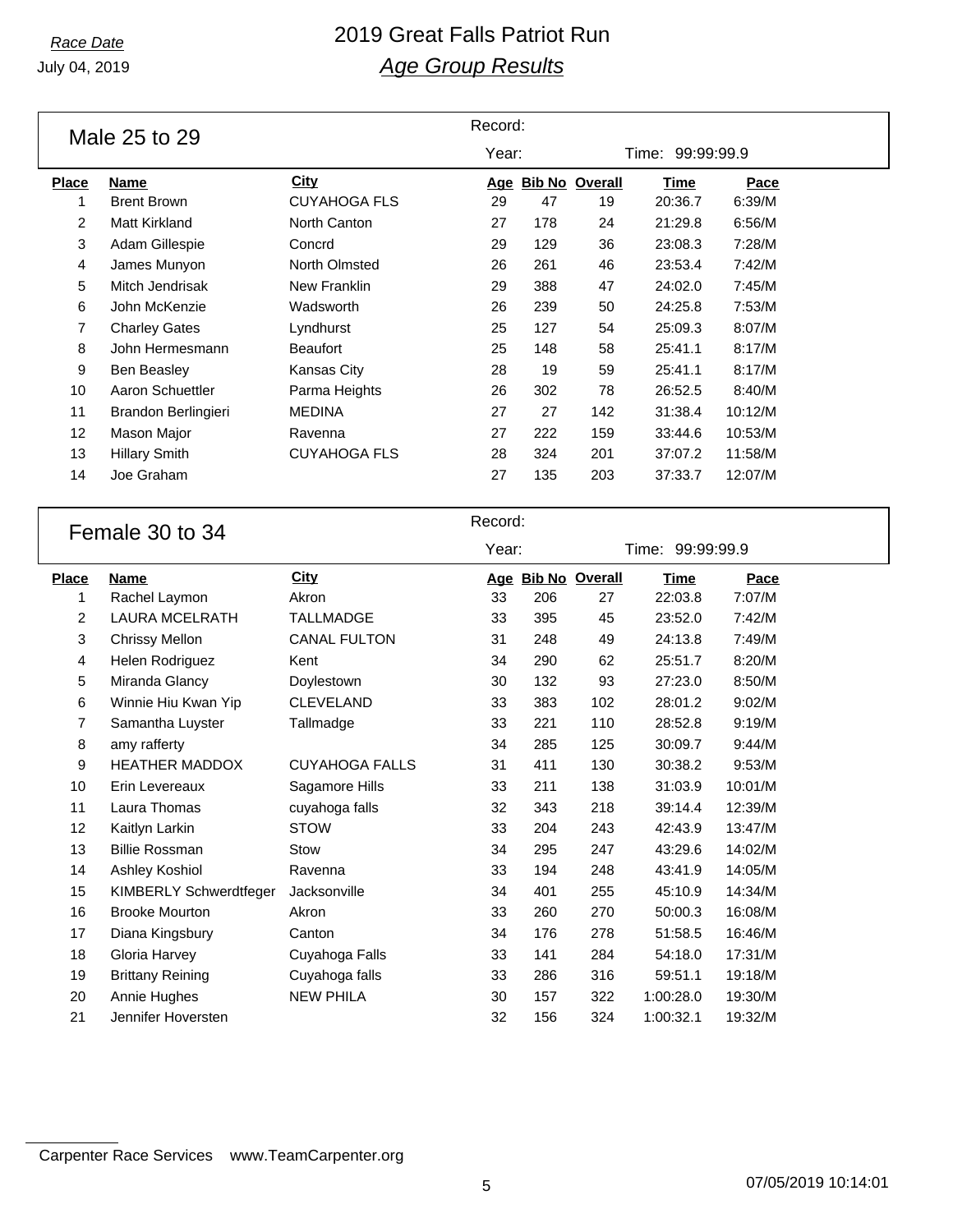# 2019 Great Falls Patriot Run

## *Age Group Results*

*Race Date*
July 04, 2019

### Male 25 to 29

Record:
Year: Time: 99:99:99.9

| Place | Name | City | Age | Bib No | Overall | Time | Pace |
|---|---|---|---|---|---|---|---|
| 1 | Brent Brown | CUYAHOGA FLS | 29 | 47 | 19 | 20:36.7 | 6:39/M |
| 2 | Matt Kirkland | North Canton | 27 | 178 | 24 | 21:29.8 | 6:56/M |
| 3 | Adam Gillespie | Concrd | 29 | 129 | 36 | 23:08.3 | 7:28/M |
| 4 | James Munyon | North Olmsted | 26 | 261 | 46 | 23:53.4 | 7:42/M |
| 5 | Mitch Jendrisak | New Franklin | 29 | 388 | 47 | 24:02.0 | 7:45/M |
| 6 | John McKenzie | Wadsworth | 26 | 239 | 50 | 24:25.8 | 7:53/M |
| 7 | Charley Gates | Lyndhurst | 25 | 127 | 54 | 25:09.3 | 8:07/M |
| 8 | John Hermesmann | Beaufort | 25 | 148 | 58 | 25:41.1 | 8:17/M |
| 9 | Ben Beasley | Kansas City | 28 | 19 | 59 | 25:41.1 | 8:17/M |
| 10 | Aaron Schuettler | Parma Heights | 26 | 302 | 78 | 26:52.5 | 8:40/M |
| 11 | Brandon Berlingieri | MEDINA | 27 | 27 | 142 | 31:38.4 | 10:12/M |
| 12 | Mason Major | Ravenna | 27 | 222 | 159 | 33:44.6 | 10:53/M |
| 13 | Hillary Smith | CUYAHOGA FLS | 28 | 324 | 201 | 37:07.2 | 11:58/M |
| 14 | Joe Graham | | 27 | 135 | 203 | 37:33.7 | 12:07/M |

### Female 30 to 34

Record:
Year: Time: 99:99:99.9

| Place | Name | City | Age | Bib No | Overall | Time | Pace |
|---|---|---|---|---|---|---|---|
| 1 | Rachel Laymon | Akron | 33 | 206 | 27 | 22:03.8 | 7:07/M |
| 2 | LAURA MCELRATH | TALLMADGE | 33 | 395 | 45 | 23:52.0 | 7:42/M |
| 3 | Chrissy Mellon | CANAL FULTON | 31 | 248 | 49 | 24:13.8 | 7:49/M |
| 4 | Helen Rodriguez | Kent | 34 | 290 | 62 | 25:51.7 | 8:20/M |
| 5 | Miranda Glancy | Doylestown | 30 | 132 | 93 | 27:23.0 | 8:50/M |
| 6 | Winnie Hiu Kwan Yip | CLEVELAND | 33 | 383 | 102 | 28:01.2 | 9:02/M |
| 7 | Samantha Luyster | Tallmadge | 33 | 221 | 110 | 28:52.8 | 9:19/M |
| 8 | amy rafferty | | 34 | 285 | 125 | 30:09.7 | 9:44/M |
| 9 | HEATHER MADDOX | CUYAHOGA FALLS | 31 | 411 | 130 | 30:38.2 | 9:53/M |
| 10 | Erin Levereaux | Sagamore Hills | 33 | 211 | 138 | 31:03.9 | 10:01/M |
| 11 | Laura Thomas | cuyahoga falls | 32 | 343 | 218 | 39:14.4 | 12:39/M |
| 12 | Kaitlyn Larkin | STOW | 33 | 204 | 243 | 42:43.9 | 13:47/M |
| 13 | Billie Rossman | Stow | 34 | 295 | 247 | 43:29.6 | 14:02/M |
| 14 | Ashley Koshiol | Ravenna | 33 | 194 | 248 | 43:41.9 | 14:05/M |
| 15 | KIMBERLY Schwerdtfeger | Jacksonville | 34 | 401 | 255 | 45:10.9 | 14:34/M |
| 16 | Brooke Mourton | Akron | 33 | 260 | 270 | 50:00.3 | 16:08/M |
| 17 | Diana Kingsbury | Canton | 34 | 176 | 278 | 51:58.5 | 16:46/M |
| 18 | Gloria Harvey | Cuyahoga Falls | 33 | 141 | 284 | 54:18.0 | 17:31/M |
| 19 | Brittany Reining | Cuyahoga falls | 33 | 286 | 316 | 59:51.1 | 19:18/M |
| 20 | Annie Hughes | NEW PHILA | 30 | 157 | 322 | 1:00:28.0 | 19:30/M |
| 21 | Jennifer Hoversten | | 32 | 156 | 324 | 1:00:32.1 | 19:32/M |

Carpenter Race Services www.TeamCarpenter.org

07/05/2019 10:14:01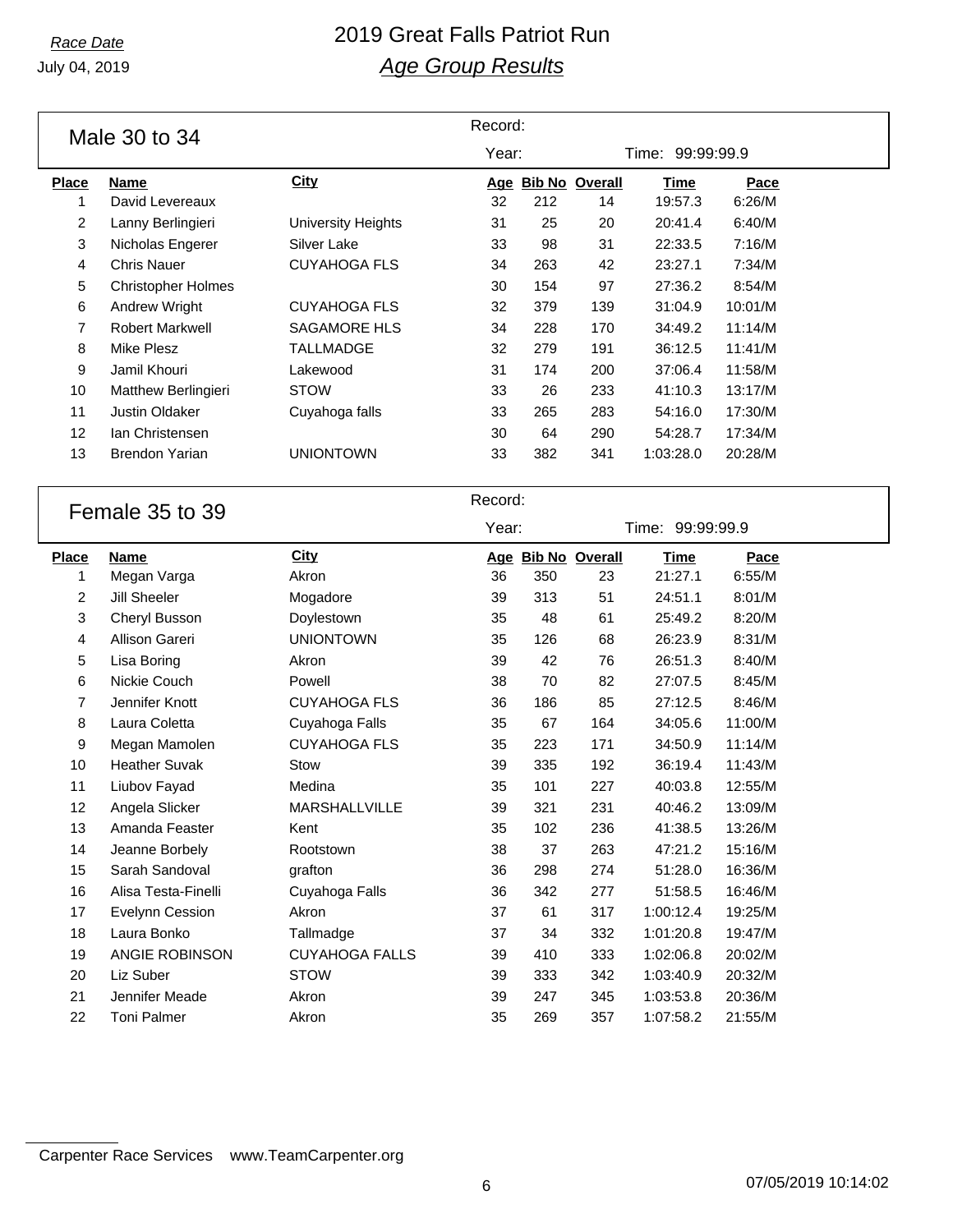# 2019 Great Falls Patriot Run

## *Age Group Results*

*Race Date*
July 04, 2019

### Male 30 to 34

Record:
Year: Time: 99:99:99.9

| Place | Name | City | Age | Bib No | Overall | Time | Pace |
|---|---|---|---|---|---|---|---|
| 1 | David Levereaux | | 32 | 212 | 14 | 19:57.3 | 6:26/M |
| 2 | Lanny Berlingieri | University Heights | 31 | 25 | 20 | 20:41.4 | 6:40/M |
| 3 | Nicholas Engerer | Silver Lake | 33 | 98 | 31 | 22:33.5 | 7:16/M |
| 4 | Chris Nauer | CUYAHOGA FLS | 34 | 263 | 42 | 23:27.1 | 7:34/M |
| 5 | Christopher Holmes | | 30 | 154 | 97 | 27:36.2 | 8:54/M |
| 6 | Andrew Wright | CUYAHOGA FLS | 32 | 379 | 139 | 31:04.9 | 10:01/M |
| 7 | Robert Markwell | SAGAMORE HLS | 34 | 228 | 170 | 34:49.2 | 11:14/M |
| 8 | Mike Plesz | TALLMADGE | 32 | 279 | 191 | 36:12.5 | 11:41/M |
| 9 | Jamil Khouri | Lakewood | 31 | 174 | 200 | 37:06.4 | 11:58/M |
| 10 | Matthew Berlingieri | STOW | 33 | 26 | 233 | 41:10.3 | 13:17/M |
| 11 | Justin Oldaker | Cuyahoga falls | 33 | 265 | 283 | 54:16.0 | 17:30/M |
| 12 | Ian Christensen | | 30 | 64 | 290 | 54:28.7 | 17:34/M |
| 13 | Brendon Yarian | UNIONTOWN | 33 | 382 | 341 | 1:03:28.0 | 20:28/M |

### Female 35 to 39

Record:
Year: Time: 99:99:99.9

| Place | Name | City | Age | Bib No | Overall | Time | Pace |
|---|---|---|---|---|---|---|---|
| 1 | Megan Varga | Akron | 36 | 350 | 23 | 21:27.1 | 6:55/M |
| 2 | Jill Sheeler | Mogadore | 39 | 313 | 51 | 24:51.1 | 8:01/M |
| 3 | Cheryl Busson | Doylestown | 35 | 48 | 61 | 25:49.2 | 8:20/M |
| 4 | Allison Gareri | UNIONTOWN | 35 | 126 | 68 | 26:23.9 | 8:31/M |
| 5 | Lisa Boring | Akron | 39 | 42 | 76 | 26:51.3 | 8:40/M |
| 6 | Nickie Couch | Powell | 38 | 70 | 82 | 27:07.5 | 8:45/M |
| 7 | Jennifer Knott | CUYAHOGA FLS | 36 | 186 | 85 | 27:12.5 | 8:46/M |
| 8 | Laura Coletta | Cuyahoga Falls | 35 | 67 | 164 | 34:05.6 | 11:00/M |
| 9 | Megan Mamolen | CUYAHOGA FLS | 35 | 223 | 171 | 34:50.9 | 11:14/M |
| 10 | Heather Suvak | Stow | 39 | 335 | 192 | 36:19.4 | 11:43/M |
| 11 | Liubov Fayad | Medina | 35 | 101 | 227 | 40:03.8 | 12:55/M |
| 12 | Angela Slicker | MARSHALLVILLE | 39 | 321 | 231 | 40:46.2 | 13:09/M |
| 13 | Amanda Feaster | Kent | 35 | 102 | 236 | 41:38.5 | 13:26/M |
| 14 | Jeanne Borbely | Rootstown | 38 | 37 | 263 | 47:21.2 | 15:16/M |
| 15 | Sarah Sandoval | grafton | 36 | 298 | 274 | 51:28.0 | 16:36/M |
| 16 | Alisa Testa-Finelli | Cuyahoga Falls | 36 | 342 | 277 | 51:58.5 | 16:46/M |
| 17 | Evelynn Cession | Akron | 37 | 61 | 317 | 1:00:12.4 | 19:25/M |
| 18 | Laura Bonko | Tallmadge | 37 | 34 | 332 | 1:01:20.8 | 19:47/M |
| 19 | ANGIE ROBINSON | CUYAHOGA FALLS | 39 | 410 | 333 | 1:02:06.8 | 20:02/M |
| 20 | Liz Suber | STOW | 39 | 333 | 342 | 1:03:40.9 | 20:32/M |
| 21 | Jennifer Meade | Akron | 39 | 247 | 345 | 1:03:53.8 | 20:36/M |
| 22 | Toni Palmer | Akron | 35 | 269 | 357 | 1:07:58.2 | 21:55/M |

Carpenter Race Services www.TeamCarpenter.org

07/05/2019 10:14:02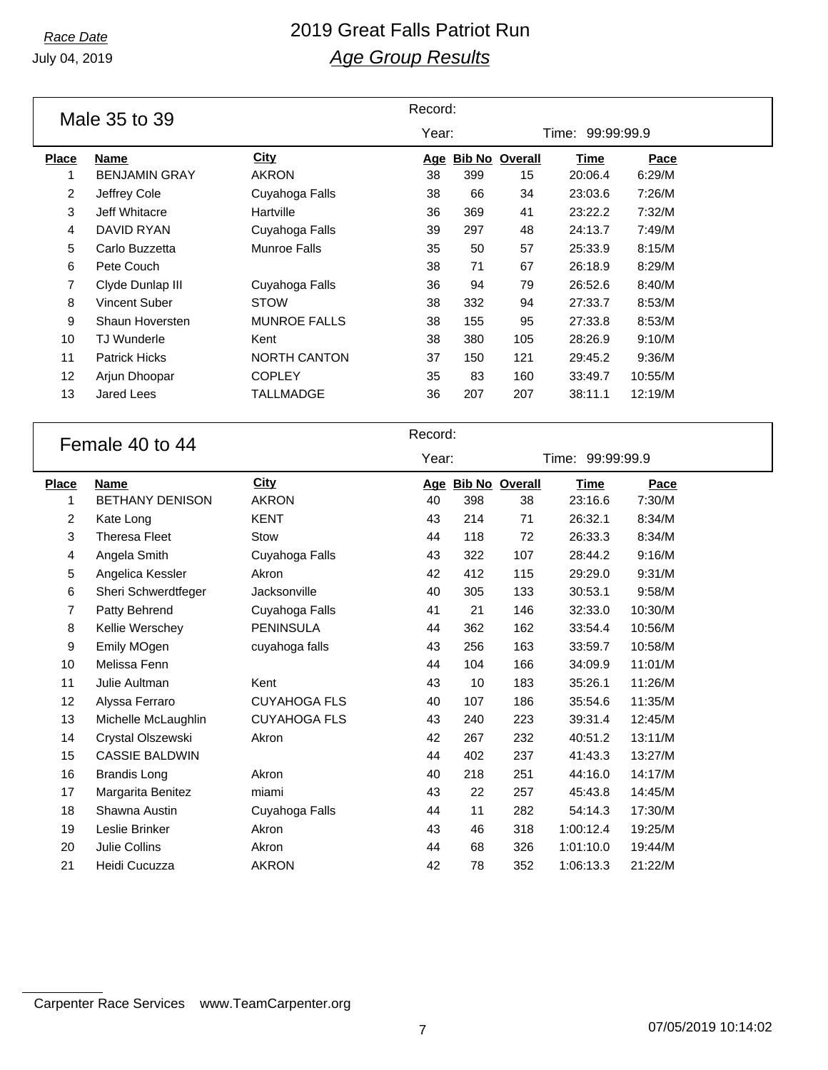# 2019 Great Falls Patriot Run

## *Age Group Results*

*Race Date*

July 04, 2019

### Male 35 to 39

Record:

Year: Time: 99:99:99.9

| Place | Name | City | Age | Bib No | Overall | Time | Pace |
|---|---|---|---|---|---|---|---|
| 1 | BENJAMIN GRAY | AKRON | 38 | 399 | 15 | 20:06.4 | 6:29/M |
| 2 | Jeffrey Cole | Cuyahoga Falls | 38 | 66 | 34 | 23:03.6 | 7:26/M |
| 3 | Jeff Whitacre | Hartville | 36 | 369 | 41 | 23:22.2 | 7:32/M |
| 4 | DAVID RYAN | Cuyahoga Falls | 39 | 297 | 48 | 24:13.7 | 7:49/M |
| 5 | Carlo Buzzetta | Munroe Falls | 35 | 50 | 57 | 25:33.9 | 8:15/M |
| 6 | Pete Couch | | 38 | 71 | 67 | 26:18.9 | 8:29/M |
| 7 | Clyde Dunlap III | Cuyahoga Falls | 36 | 94 | 79 | 26:52.6 | 8:40/M |
| 8 | Vincent Suber | STOW | 38 | 332 | 94 | 27:33.7 | 8:53/M |
| 9 | Shaun Hoversten | MUNROE FALLS | 38 | 155 | 95 | 27:33.8 | 8:53/M |
| 10 | TJ Wunderle | Kent | 38 | 380 | 105 | 28:26.9 | 9:10/M |
| 11 | Patrick Hicks | NORTH CANTON | 37 | 150 | 121 | 29:45.2 | 9:36/M |
| 12 | Arjun Dhoopar | COPLEY | 35 | 83 | 160 | 33:49.7 | 10:55/M |
| 13 | Jared Lees | TALLMADGE | 36 | 207 | 207 | 38:11.1 | 12:19/M |

### Female 40 to 44

Record:

Year: Time: 99:99:99.9

| Place | Name | City | Age | Bib No | Overall | Time | Pace |
|---|---|---|---|---|---|---|---|
| 1 | BETHANY DENISON | AKRON | 40 | 398 | 38 | 23:16.6 | 7:30/M |
| 2 | Kate Long | KENT | 43 | 214 | 71 | 26:32.1 | 8:34/M |
| 3 | Theresa Fleet | Stow | 44 | 118 | 72 | 26:33.3 | 8:34/M |
| 4 | Angela Smith | Cuyahoga Falls | 43 | 322 | 107 | 28:44.2 | 9:16/M |
| 5 | Angelica Kessler | Akron | 42 | 412 | 115 | 29:29.0 | 9:31/M |
| 6 | Sheri Schwerdtfeger | Jacksonville | 40 | 305 | 133 | 30:53.1 | 9:58/M |
| 7 | Patty Behrend | Cuyahoga Falls | 41 | 21 | 146 | 32:33.0 | 10:30/M |
| 8 | Kellie Werschey | PENINSULA | 44 | 362 | 162 | 33:54.4 | 10:56/M |
| 9 | Emily MOgen | cuyahoga falls | 43 | 256 | 163 | 33:59.7 | 10:58/M |
| 10 | Melissa Fenn | | 44 | 104 | 166 | 34:09.9 | 11:01/M |
| 11 | Julie Aultman | Kent | 43 | 10 | 183 | 35:26.1 | 11:26/M |
| 12 | Alyssa Ferraro | CUYAHOGA FLS | 40 | 107 | 186 | 35:54.6 | 11:35/M |
| 13 | Michelle McLaughlin | CUYAHOGA FLS | 43 | 240 | 223 | 39:31.4 | 12:45/M |
| 14 | Crystal Olszewski | Akron | 42 | 267 | 232 | 40:51.2 | 13:11/M |
| 15 | CASSIE BALDWIN | | 44 | 402 | 237 | 41:43.3 | 13:27/M |
| 16 | Brandis Long | Akron | 40 | 218 | 251 | 44:16.0 | 14:17/M |
| 17 | Margarita Benitez | miami | 43 | 22 | 257 | 45:43.8 | 14:45/M |
| 18 | Shawna Austin | Cuyahoga Falls | 44 | 11 | 282 | 54:14.3 | 17:30/M |
| 19 | Leslie Brinker | Akron | 43 | 46 | 318 | 1:00:12.4 | 19:25/M |
| 20 | Julie Collins | Akron | 44 | 68 | 326 | 1:01:10.0 | 19:44/M |
| 21 | Heidi Cucuzza | AKRON | 42 | 78 | 352 | 1:06:13.3 | 21:22/M |

Carpenter Race Services www.TeamCarpenter.org

07/05/2019 10:14:02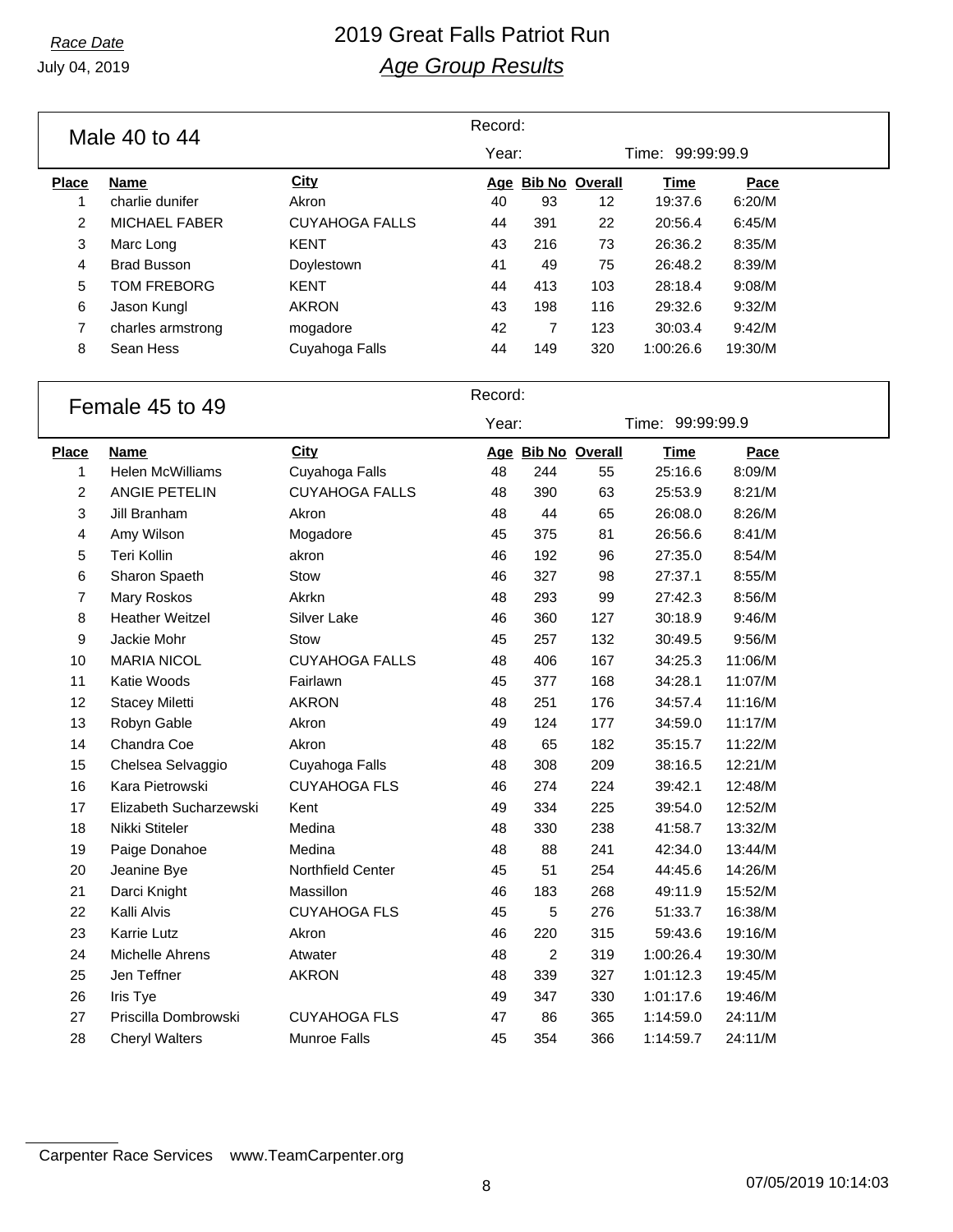# 2019 Great Falls Patriot Run

## *Age Group Results*

*Race Date*
July 04, 2019

### Male 40 to 44

Record:
Year: Time: 99:99:99.9

| Place | Name | City | Age | Bib No | Overall | Time | Pace |
|---|---|---|---|---|---|---|---|
| 1 | charlie dunifer | Akron | 40 | 93 | 12 | 19:37.6 | 6:20/M |
| 2 | MICHAEL FABER | CUYAHOGA FALLS | 44 | 391 | 22 | 20:56.4 | 6:45/M |
| 3 | Marc Long | KENT | 43 | 216 | 73 | 26:36.2 | 8:35/M |
| 4 | Brad Busson | Doylestown | 41 | 49 | 75 | 26:48.2 | 8:39/M |
| 5 | TOM FREBORG | KENT | 44 | 413 | 103 | 28:18.4 | 9:08/M |
| 6 | Jason Kungl | AKRON | 43 | 198 | 116 | 29:32.6 | 9:32/M |
| 7 | charles armstrong | mogadore | 42 | 7 | 123 | 30:03.4 | 9:42/M |
| 8 | Sean Hess | Cuyahoga Falls | 44 | 149 | 320 | 1:00:26.6 | 19:30/M |

### Female 45 to 49

Record:
Year: Time: 99:99:99.9

| Place | Name | City | Age | Bib No | Overall | Time | Pace |
|---|---|---|---|---|---|---|---|
| 1 | Helen McWilliams | Cuyahoga Falls | 48 | 244 | 55 | 25:16.6 | 8:09/M |
| 2 | ANGIE PETELIN | CUYAHOGA FALLS | 48 | 390 | 63 | 25:53.9 | 8:21/M |
| 3 | Jill Branham | Akron | 48 | 44 | 65 | 26:08.0 | 8:26/M |
| 4 | Amy Wilson | Mogadore | 45 | 375 | 81 | 26:56.6 | 8:41/M |
| 5 | Teri Kollin | akron | 46 | 192 | 96 | 27:35.0 | 8:54/M |
| 6 | Sharon Spaeth | Stow | 46 | 327 | 98 | 27:37.1 | 8:55/M |
| 7 | Mary Roskos | Akrkn | 48 | 293 | 99 | 27:42.3 | 8:56/M |
| 8 | Heather Weitzel | Silver Lake | 46 | 360 | 127 | 30:18.9 | 9:46/M |
| 9 | Jackie Mohr | Stow | 45 | 257 | 132 | 30:49.5 | 9:56/M |
| 10 | MARIA NICOL | CUYAHOGA FALLS | 48 | 406 | 167 | 34:25.3 | 11:06/M |
| 11 | Katie Woods | Fairlawn | 45 | 377 | 168 | 34:28.1 | 11:07/M |
| 12 | Stacey Miletti | AKRON | 48 | 251 | 176 | 34:57.4 | 11:16/M |
| 13 | Robyn Gable | Akron | 49 | 124 | 177 | 34:59.0 | 11:17/M |
| 14 | Chandra Coe | Akron | 48 | 65 | 182 | 35:15.7 | 11:22/M |
| 15 | Chelsea Selvaggio | Cuyahoga Falls | 48 | 308 | 209 | 38:16.5 | 12:21/M |
| 16 | Kara Pietrowski | CUYAHOGA FLS | 46 | 274 | 224 | 39:42.1 | 12:48/M |
| 17 | Elizabeth Sucharzewski | Kent | 49 | 334 | 225 | 39:54.0 | 12:52/M |
| 18 | Nikki Stiteler | Medina | 48 | 330 | 238 | 41:58.7 | 13:32/M |
| 19 | Paige Donahoe | Medina | 48 | 88 | 241 | 42:34.0 | 13:44/M |
| 20 | Jeanine Bye | Northfield Center | 45 | 51 | 254 | 44:45.6 | 14:26/M |
| 21 | Darci Knight | Massillon | 46 | 183 | 268 | 49:11.9 | 15:52/M |
| 22 | Kalli Alvis | CUYAHOGA FLS | 45 | 5 | 276 | 51:33.7 | 16:38/M |
| 23 | Karrie Lutz | Akron | 46 | 220 | 315 | 59:43.6 | 19:16/M |
| 24 | Michelle Ahrens | Atwater | 48 | 2 | 319 | 1:00:26.4 | 19:30/M |
| 25 | Jen Teffner | AKRON | 48 | 339 | 327 | 1:01:12.3 | 19:45/M |
| 26 | Iris Tye | | 49 | 347 | 330 | 1:01:17.6 | 19:46/M |
| 27 | Priscilla Dombrowski | CUYAHOGA FLS | 47 | 86 | 365 | 1:14:59.0 | 24:11/M |
| 28 | Cheryl Walters | Munroe Falls | 45 | 354 | 366 | 1:14:59.7 | 24:11/M |

Carpenter Race Services www.TeamCarpenter.org

07/05/2019 10:14:03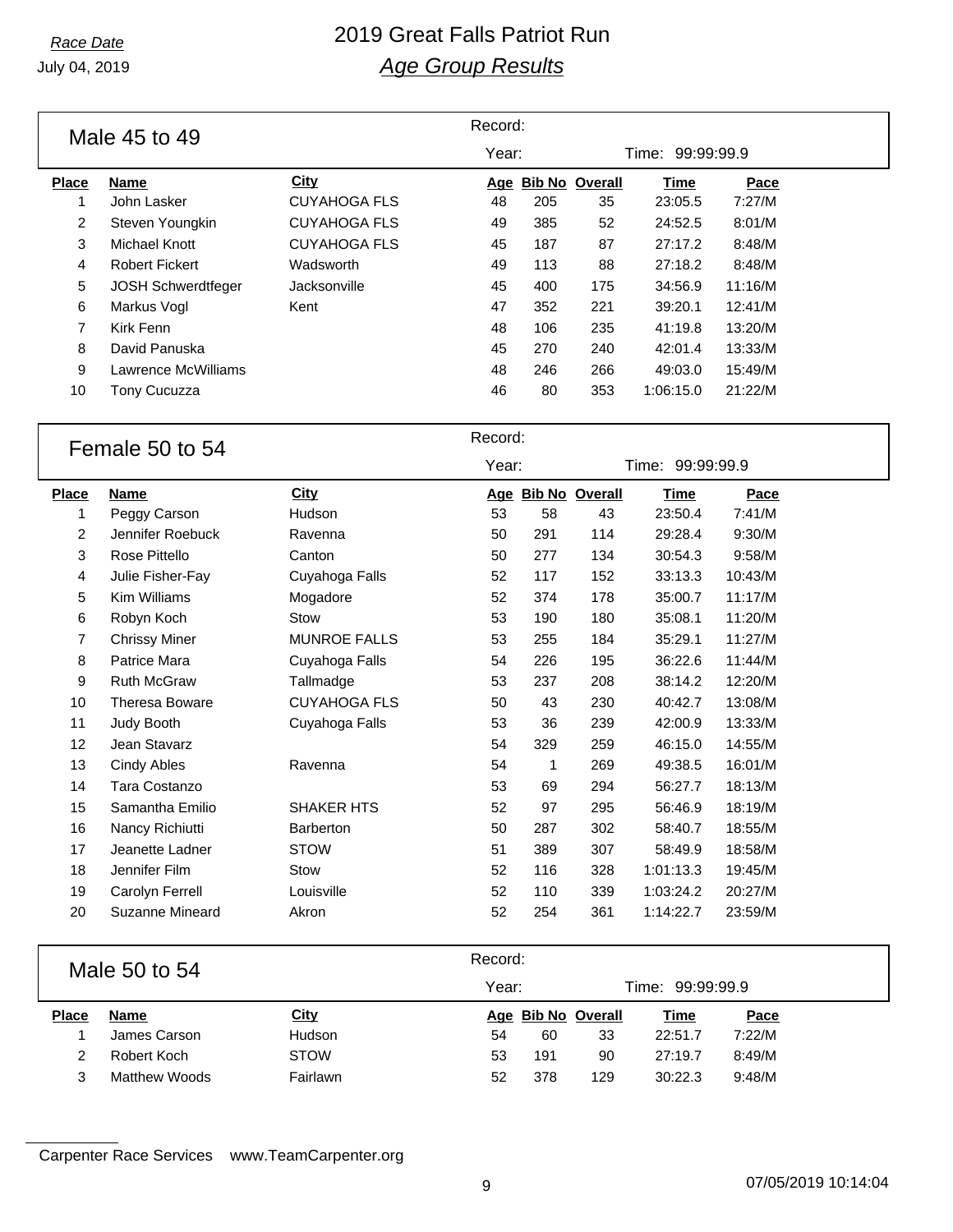# 2019 Great Falls Patriot Run

## *Age Group Results*

*Race Date*
July 04, 2019

### Male 45 to 49

Record:
Year: Time: 99:99:99.9

| Place | Name | City | Age | Bib No | Overall | Time | Pace |
|---|---|---|---|---|---|---|---|
| 1 | John Lasker | CUYAHOGA FLS | 48 | 205 | 35 | 23:05.5 | 7:27/M |
| 2 | Steven Youngkin | CUYAHOGA FLS | 49 | 385 | 52 | 24:52.5 | 8:01/M |
| 3 | Michael Knott | CUYAHOGA FLS | 45 | 187 | 87 | 27:17.2 | 8:48/M |
| 4 | Robert Fickert | Wadsworth | 49 | 113 | 88 | 27:18.2 | 8:48/M |
| 5 | JOSH Schwerdtfeger | Jacksonville | 45 | 400 | 175 | 34:56.9 | 11:16/M |
| 6 | Markus Vogl | Kent | 47 | 352 | 221 | 39:20.1 | 12:41/M |
| 7 | Kirk Fenn | | 48 | 106 | 235 | 41:19.8 | 13:20/M |
| 8 | David Panuska | | 45 | 270 | 240 | 42:01.4 | 13:33/M |
| 9 | Lawrence McWilliams | | 48 | 246 | 266 | 49:03.0 | 15:49/M |
| 10 | Tony Cucuzza | | 46 | 80 | 353 | 1:06:15.0 | 21:22/M |

### Female 50 to 54

Record:
Year: Time: 99:99:99.9

| Place | Name | City | Age | Bib No | Overall | Time | Pace |
|---|---|---|---|---|---|---|---|
| 1 | Peggy Carson | Hudson | 53 | 58 | 43 | 23:50.4 | 7:41/M |
| 2 | Jennifer Roebuck | Ravenna | 50 | 291 | 114 | 29:28.4 | 9:30/M |
| 3 | Rose Pittello | Canton | 50 | 277 | 134 | 30:54.3 | 9:58/M |
| 4 | Julie Fisher-Fay | Cuyahoga Falls | 52 | 117 | 152 | 33:13.3 | 10:43/M |
| 5 | Kim Williams | Mogadore | 52 | 374 | 178 | 35:00.7 | 11:17/M |
| 6 | Robyn Koch | Stow | 53 | 190 | 180 | 35:08.1 | 11:20/M |
| 7 | Chrissy Miner | MUNROE FALLS | 53 | 255 | 184 | 35:29.1 | 11:27/M |
| 8 | Patrice Mara | Cuyahoga Falls | 54 | 226 | 195 | 36:22.6 | 11:44/M |
| 9 | Ruth McGraw | Tallmadge | 53 | 237 | 208 | 38:14.2 | 12:20/M |
| 10 | Theresa Boware | CUYAHOGA FLS | 50 | 43 | 230 | 40:42.7 | 13:08/M |
| 11 | Judy Booth | Cuyahoga Falls | 53 | 36 | 239 | 42:00.9 | 13:33/M |
| 12 | Jean Stavarz | | 54 | 329 | 259 | 46:15.0 | 14:55/M |
| 13 | Cindy Ables | Ravenna | 54 | 1 | 269 | 49:38.5 | 16:01/M |
| 14 | Tara Costanzo | | 53 | 69 | 294 | 56:27.7 | 18:13/M |
| 15 | Samantha Emilio | SHAKER HTS | 52 | 97 | 295 | 56:46.9 | 18:19/M |
| 16 | Nancy Richiutti | Barberton | 50 | 287 | 302 | 58:40.7 | 18:55/M |
| 17 | Jeanette Ladner | STOW | 51 | 389 | 307 | 58:49.9 | 18:58/M |
| 18 | Jennifer Film | Stow | 52 | 116 | 328 | 1:01:13.3 | 19:45/M |
| 19 | Carolyn Ferrell | Louisville | 52 | 110 | 339 | 1:03:24.2 | 20:27/M |
| 20 | Suzanne Mineard | Akron | 52 | 254 | 361 | 1:14:22.7 | 23:59/M |

### Male 50 to 54

Record:
Year: Time: 99:99:99.9

| Place | Name | City | Age | Bib No | Overall | Time | Pace |
|---|---|---|---|---|---|---|---|
| 1 | James Carson | Hudson | 54 | 60 | 33 | 22:51.7 | 7:22/M |
| 2 | Robert Koch | STOW | 53 | 191 | 90 | 27:19.7 | 8:49/M |
| 3 | Matthew Woods | Fairlawn | 52 | 378 | 129 | 30:22.3 | 9:48/M |

Carpenter Race Services www.TeamCarpenter.org

07/05/2019 10:14:04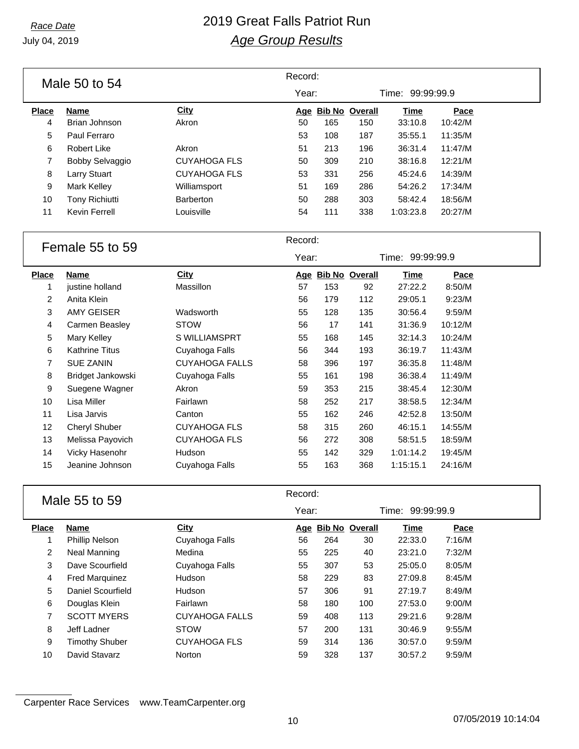# 2019 Great Falls Patriot Run

## *Age Group Results*

*Race Date*
July 04, 2019

### Male 50 to 54

Record:
Year: Time: 99:99:99.9

| Place | Name | City | Age | Bib No | Overall | Time | Pace |
|---|---|---|---|---|---|---|---|
| 4 | Brian Johnson | Akron | 50 | 165 | 150 | 33:10.8 | 10:42/M |
| 5 | Paul Ferraro | | 53 | 108 | 187 | 35:55.1 | 11:35/M |
| 6 | Robert Like | Akron | 51 | 213 | 196 | 36:31.4 | 11:47/M |
| 7 | Bobby Selvaggio | CUYAHOGA FLS | 50 | 309 | 210 | 38:16.8 | 12:21/M |
| 8 | Larry Stuart | CUYAHOGA FLS | 53 | 331 | 256 | 45:24.6 | 14:39/M |
| 9 | Mark Kelley | Williamsport | 51 | 169 | 286 | 54:26.2 | 17:34/M |
| 10 | Tony Richiutti | Barberton | 50 | 288 | 303 | 58:42.4 | 18:56/M |
| 11 | Kevin Ferrell | Louisville | 54 | 111 | 338 | 1:03:23.8 | 20:27/M |

### Female 55 to 59

Record:
Year: Time: 99:99:99.9

| Place | Name | City | Age | Bib No | Overall | Time | Pace |
|---|---|---|---|---|---|---|---|
| 1 | justine holland | Massillon | 57 | 153 | 92 | 27:22.2 | 8:50/M |
| 2 | Anita Klein | | 56 | 179 | 112 | 29:05.1 | 9:23/M |
| 3 | AMY GEISER | Wadsworth | 55 | 128 | 135 | 30:56.4 | 9:59/M |
| 4 | Carmen Beasley | STOW | 56 | 17 | 141 | 31:36.9 | 10:12/M |
| 5 | Mary Kelley | S WILLIAMSPRT | 55 | 168 | 145 | 32:14.3 | 10:24/M |
| 6 | Kathrine Titus | Cuyahoga Falls | 56 | 344 | 193 | 36:19.7 | 11:43/M |
| 7 | SUE ZANIN | CUYAHOGA FALLS | 58 | 396 | 197 | 36:35.8 | 11:48/M |
| 8 | Bridget Jankowski | Cuyahoga Falls | 55 | 161 | 198 | 36:38.4 | 11:49/M |
| 9 | Suegene Wagner | Akron | 59 | 353 | 215 | 38:45.4 | 12:30/M |
| 10 | Lisa Miller | Fairlawn | 58 | 252 | 217 | 38:58.5 | 12:34/M |
| 11 | Lisa Jarvis | Canton | 55 | 162 | 246 | 42:52.8 | 13:50/M |
| 12 | Cheryl Shuber | CUYAHOGA FLS | 58 | 315 | 260 | 46:15.1 | 14:55/M |
| 13 | Melissa Payovich | CUYAHOGA FLS | 56 | 272 | 308 | 58:51.5 | 18:59/M |
| 14 | Vicky Hasenohr | Hudson | 55 | 142 | 329 | 1:01:14.2 | 19:45/M |
| 15 | Jeanine Johnson | Cuyahoga Falls | 55 | 163 | 368 | 1:15:15.1 | 24:16/M |

### Male 55 to 59

Record:
Year: Time: 99:99:99.9

| Place | Name | City | Age | Bib No | Overall | Time | Pace |
|---|---|---|---|---|---|---|---|
| 1 | Phillip Nelson | Cuyahoga Falls | 56 | 264 | 30 | 22:33.0 | 7:16/M |
| 2 | Neal Manning | Medina | 55 | 225 | 40 | 23:21.0 | 7:32/M |
| 3 | Dave Scourfield | Cuyahoga Falls | 55 | 307 | 53 | 25:05.0 | 8:05/M |
| 4 | Fred Marquinez | Hudson | 58 | 229 | 83 | 27:09.8 | 8:45/M |
| 5 | Daniel Scourfield | Hudson | 57 | 306 | 91 | 27:19.7 | 8:49/M |
| 6 | Douglas Klein | Fairlawn | 58 | 180 | 100 | 27:53.0 | 9:00/M |
| 7 | SCOTT MYERS | CUYAHOGA FALLS | 59 | 408 | 113 | 29:21.6 | 9:28/M |
| 8 | Jeff Ladner | STOW | 57 | 200 | 131 | 30:46.9 | 9:55/M |
| 9 | Timothy Shuber | CUYAHOGA FLS | 59 | 314 | 136 | 30:57.0 | 9:59/M |
| 10 | David Stavarz | Norton | 59 | 328 | 137 | 30:57.2 | 9:59/M |

Carpenter Race Services www.TeamCarpenter.org

07/05/2019 10:14:04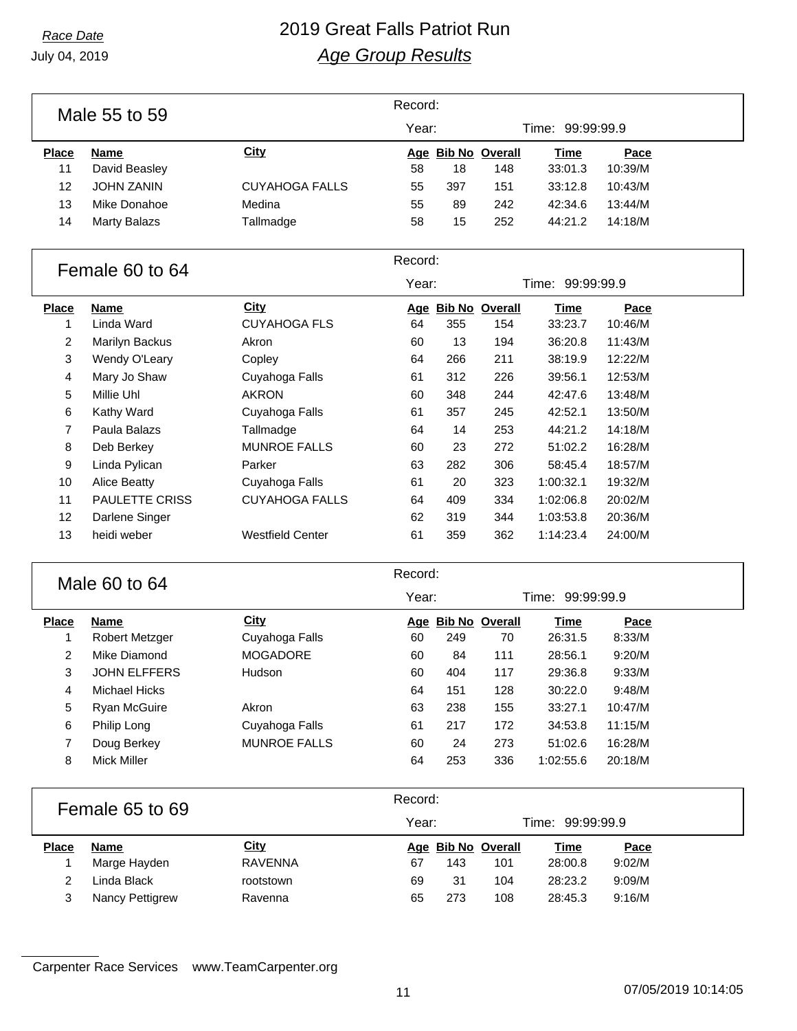# 2019 Great Falls Patriot Run

## *Age Group Results*

*Race Date*
July 04, 2019

### Male 55 to 59

Record:
Year: Time: 99:99:99.9

| Place | Name | City | Age | Bib No | Overall | Time | Pace |
|---|---|---|---|---|---|---|---|
| 11 | David Beasley | | 58 | 18 | 148 | 33:01.3 | 10:39/M |
| 12 | JOHN ZANIN | CUYAHOGA FALLS | 55 | 397 | 151 | 33:12.8 | 10:43/M |
| 13 | Mike Donahoe | Medina | 55 | 89 | 242 | 42:34.6 | 13:44/M |
| 14 | Marty Balazs | Tallmadge | 58 | 15 | 252 | 44:21.2 | 14:18/M |

### Female 60 to 64

Record:
Year: Time: 99:99:99.9

| Place | Name | City | Age | Bib No | Overall | Time | Pace |
|---|---|---|---|---|---|---|---|
| 1 | Linda Ward | CUYAHOGA FLS | 64 | 355 | 154 | 33:23.7 | 10:46/M |
| 2 | Marilyn Backus | Akron | 60 | 13 | 194 | 36:20.8 | 11:43/M |
| 3 | Wendy O'Leary | Copley | 64 | 266 | 211 | 38:19.9 | 12:22/M |
| 4 | Mary Jo Shaw | Cuyahoga Falls | 61 | 312 | 226 | 39:56.1 | 12:53/M |
| 5 | Millie Uhl | AKRON | 60 | 348 | 244 | 42:47.6 | 13:48/M |
| 6 | Kathy Ward | Cuyahoga Falls | 61 | 357 | 245 | 42:52.1 | 13:50/M |
| 7 | Paula Balazs | Tallmadge | 64 | 14 | 253 | 44:21.2 | 14:18/M |
| 8 | Deb Berkey | MUNROE FALLS | 60 | 23 | 272 | 51:02.2 | 16:28/M |
| 9 | Linda Pylican | Parker | 63 | 282 | 306 | 58:45.4 | 18:57/M |
| 10 | Alice Beatty | Cuyahoga Falls | 61 | 20 | 323 | 1:00:32.1 | 19:32/M |
| 11 | PAULETTE CRISS | CUYAHOGA FALLS | 64 | 409 | 334 | 1:02:06.8 | 20:02/M |
| 12 | Darlene Singer | | 62 | 319 | 344 | 1:03:53.8 | 20:36/M |
| 13 | heidi weber | Westfield Center | 61 | 359 | 362 | 1:14:23.4 | 24:00/M |

### Male 60 to 64

Record:
Year: Time: 99:99:99.9

| Place | Name | City | Age | Bib No | Overall | Time | Pace |
|---|---|---|---|---|---|---|---|
| 1 | Robert Metzger | Cuyahoga Falls | 60 | 249 | 70 | 26:31.5 | 8:33/M |
| 2 | Mike Diamond | MOGADORE | 60 | 84 | 111 | 28:56.1 | 9:20/M |
| 3 | JOHN ELFFERS | Hudson | 60 | 404 | 117 | 29:36.8 | 9:33/M |
| 4 | Michael Hicks | | 64 | 151 | 128 | 30:22.0 | 9:48/M |
| 5 | Ryan McGuire | Akron | 63 | 238 | 155 | 33:27.1 | 10:47/M |
| 6 | Philip Long | Cuyahoga Falls | 61 | 217 | 172 | 34:53.8 | 11:15/M |
| 7 | Doug Berkey | MUNROE FALLS | 60 | 24 | 273 | 51:02.6 | 16:28/M |
| 8 | Mick Miller | | 64 | 253 | 336 | 1:02:55.6 | 20:18/M |

### Female 65 to 69

Record:
Year: Time: 99:99:99.9

| Place | Name | City | Age | Bib No | Overall | Time | Pace |
|---|---|---|---|---|---|---|---|
| 1 | Marge Hayden | RAVENNA | 67 | 143 | 101 | 28:00.8 | 9:02/M |
| 2 | Linda Black | rootstown | 69 | 31 | 104 | 28:23.2 | 9:09/M |
| 3 | Nancy Pettigrew | Ravenna | 65 | 273 | 108 | 28:45.3 | 9:16/M |

Carpenter Race Services www.TeamCarpenter.org

07/05/2019 10:14:05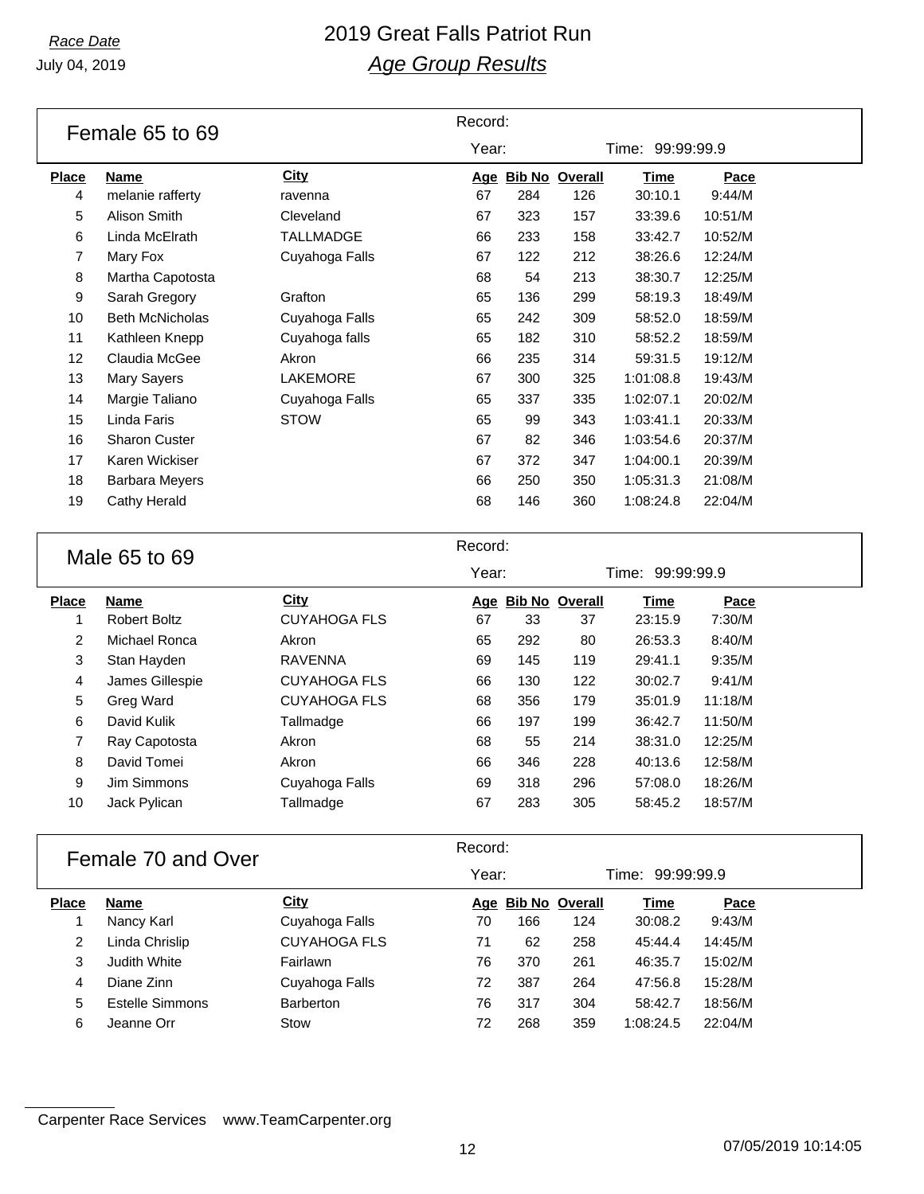## Female 65 to 69

Record:

Year: Time: 99:99:99.9

| Place | Name | City | Age | Bib No | Overall | Time | Pace |
|---|---|---|---|---|---|---|---|
| 4 | melanie rafferty | ravenna | 67 | 284 | 126 | 30:10.1 | 9:44/M |
| 5 | Alison Smith | Cleveland | 67 | 323 | 157 | 33:39.6 | 10:51/M |
| 6 | Linda McElrath | TALLMADGE | 66 | 233 | 158 | 33:42.7 | 10:52/M |
| 7 | Mary Fox | Cuyahoga Falls | 67 | 122 | 212 | 38:26.6 | 12:24/M |
| 8 | Martha Capotosta | | 68 | 54 | 213 | 38:30.7 | 12:25/M |
| 9 | Sarah Gregory | Grafton | 65 | 136 | 299 | 58:19.3 | 18:49/M |
| 10 | Beth McNicholas | Cuyahoga Falls | 65 | 242 | 309 | 58:52.0 | 18:59/M |
| 11 | Kathleen Knepp | Cuyahoga falls | 65 | 182 | 310 | 58:52.2 | 18:59/M |
| 12 | Claudia McGee | Akron | 66 | 235 | 314 | 59:31.5 | 19:12/M |
| 13 | Mary Sayers | LAKEMORE | 67 | 300 | 325 | 1:01:08.8 | 19:43/M |
| 14 | Margie Taliano | Cuyahoga Falls | 65 | 337 | 335 | 1:02:07.1 | 20:02/M |
| 15 | Linda Faris | STOW | 65 | 99 | 343 | 1:03:41.1 | 20:33/M |
| 16 | Sharon Custer | | 67 | 82 | 346 | 1:03:54.6 | 20:37/M |
| 17 | Karen Wickiser | | 67 | 372 | 347 | 1:04:00.1 | 20:39/M |
| 18 | Barbara Meyers | | 66 | 250 | 350 | 1:05:31.3 | 21:08/M |
| 19 | Cathy Herald | | 68 | 146 | 360 | 1:08:24.8 | 22:04/M |

## Male 65 to 69

Record:

Year: Time: 99:99:99.9

| Place | Name | City | Age | Bib No | Overall | Time | Pace |
|---|---|---|---|---|---|---|---|
| 1 | Robert Boltz | CUYAHOGA FLS | 67 | 33 | 37 | 23:15.9 | 7:30/M |
| 2 | Michael Ronca | Akron | 65 | 292 | 80 | 26:53.3 | 8:40/M |
| 3 | Stan Hayden | RAVENNA | 69 | 145 | 119 | 29:41.1 | 9:35/M |
| 4 | James Gillespie | CUYAHOGA FLS | 66 | 130 | 122 | 30:02.7 | 9:41/M |
| 5 | Greg Ward | CUYAHOGA FLS | 68 | 356 | 179 | 35:01.9 | 11:18/M |
| 6 | David Kulik | Tallmadge | 66 | 197 | 199 | 36:42.7 | 11:50/M |
| 7 | Ray Capotosta | Akron | 68 | 55 | 214 | 38:31.0 | 12:25/M |
| 8 | David Tomei | Akron | 66 | 346 | 228 | 40:13.6 | 12:58/M |
| 9 | Jim Simmons | Cuyahoga Falls | 69 | 318 | 296 | 57:08.0 | 18:26/M |
| 10 | Jack Pylican | Tallmadge | 67 | 283 | 305 | 58:45.2 | 18:57/M |

## Female 70 and Over

Record:

Year: Time: 99:99:99.9

| Place | Name | City | Age | Bib No | Overall | Time | Pace |
|---|---|---|---|---|---|---|---|
| 1 | Nancy Karl | Cuyahoga Falls | 70 | 166 | 124 | 30:08.2 | 9:43/M |
| 2 | Linda Chrislip | CUYAHOGA FLS | 71 | 62 | 258 | 45:44.4 | 14:45/M |
| 3 | Judith White | Fairlawn | 76 | 370 | 261 | 46:35.7 | 15:02/M |
| 4 | Diane Zinn | Cuyahoga Falls | 72 | 387 | 264 | 47:56.8 | 15:28/M |
| 5 | Estelle Simmons | Barberton | 76 | 317 | 304 | 58:42.7 | 18:56/M |
| 6 | Jeanne Orr | Stow | 72 | 268 | 359 | 1:08:24.5 | 22:04/M |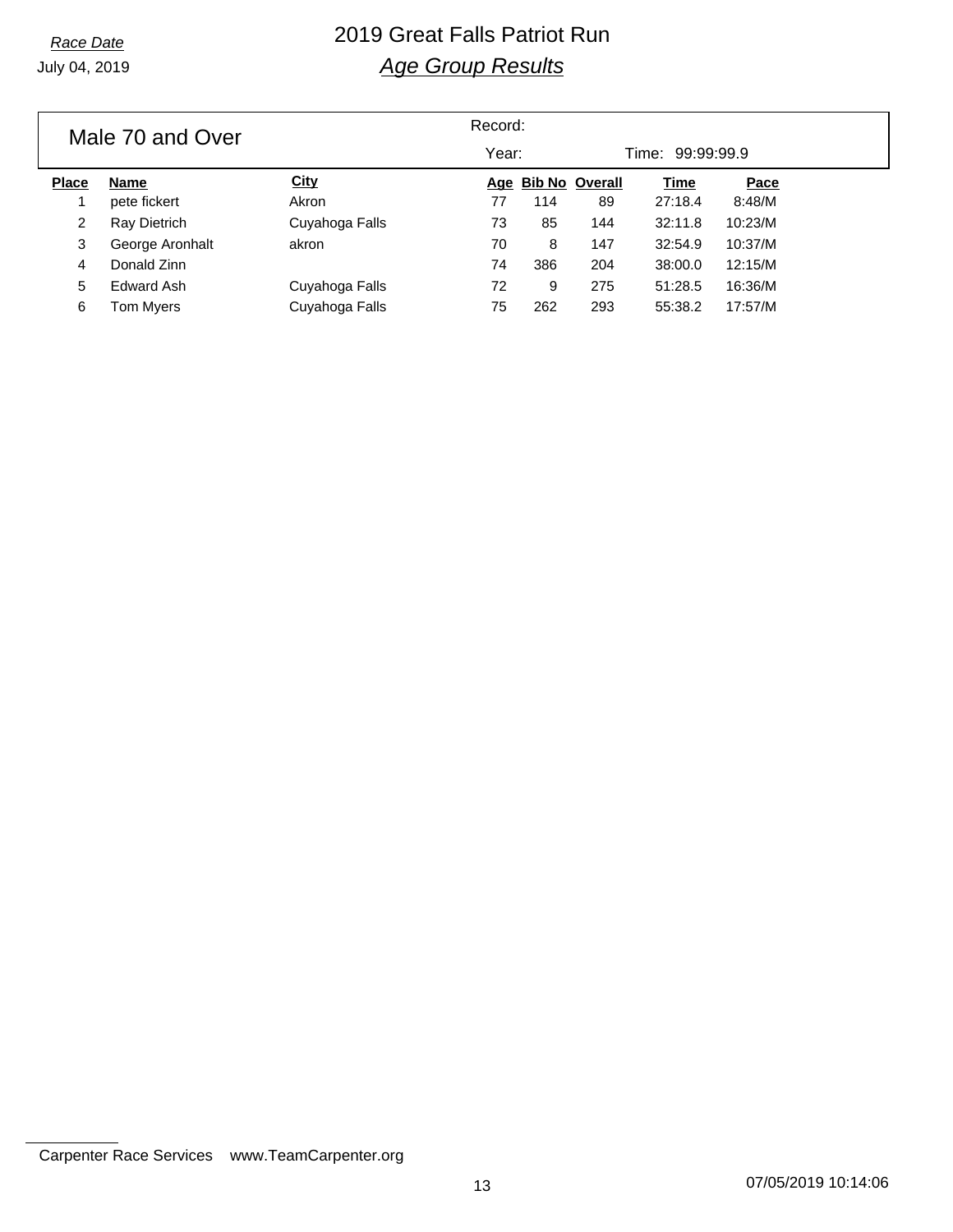Race Date

July 04, 2019

# 2019 Great Falls Patriot Run

## Age Group Results

### Male 70 and Over

Record:

Year: Time: 99:99:99.9

| Place | Name | City | Age | Bib No | Overall | Time | Pace |
|---|---|---|---|---|---|---|---|
| 1 | pete fickert | Akron | 77 | 114 | 89 | 27:18.4 | 8:48/M |
| 2 | Ray Dietrich | Cuyahoga Falls | 73 | 85 | 144 | 32:11.8 | 10:23/M |
| 3 | George Aronhalt | akron | 70 | 8 | 147 | 32:54.9 | 10:37/M |
| 4 | Donald Zinn | | 74 | 386 | 204 | 38:00.0 | 12:15/M |
| 5 | Edward Ash | Cuyahoga Falls | 72 | 9 | 275 | 51:28.5 | 16:36/M |
| 6 | Tom Myers | Cuyahoga Falls | 75 | 262 | 293 | 55:38.2 | 17:57/M |

Carpenter Race Services www.TeamCarpenter.org

07/05/2019 10:14:06